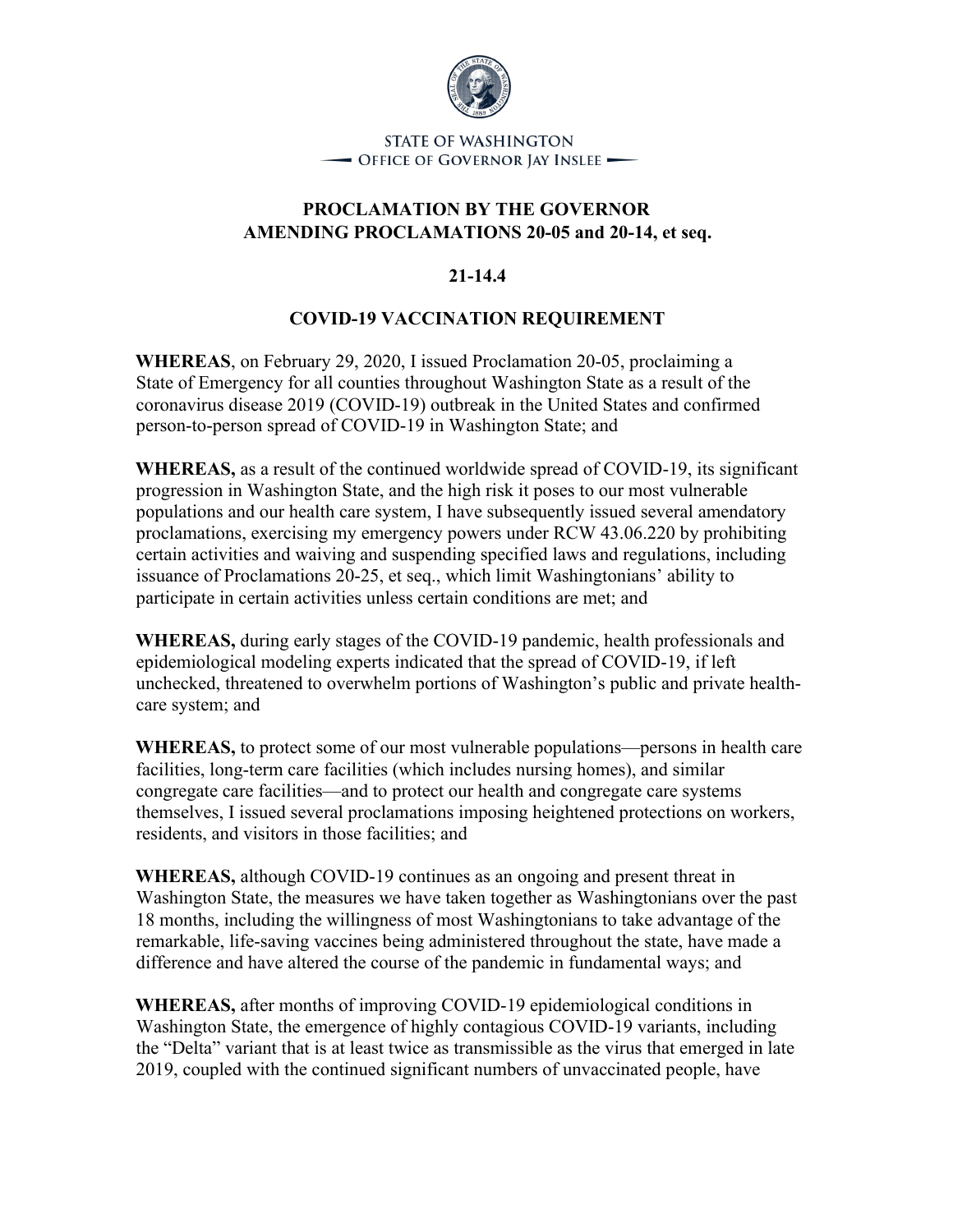STATE OF WASHINGTON
OFFICE OF GOVERNOR JAY INSLEE

# PROCLAMATION BY THE GOVERNOR AMENDING PROCLAMATIONS 20-05 and 20-14, et seq.

## 21-14.4

## COVID-19 VACCINATION REQUIREMENT

**WHEREAS**, on February 29, 2020, I issued Proclamation 20-05, proclaiming a State of Emergency for all counties throughout Washington State as a result of the coronavirus disease 2019 (COVID-19) outbreak in the United States and confirmed person-to-person spread of COVID-19 in Washington State; and

**WHEREAS,** as a result of the continued worldwide spread of COVID-19, its significant progression in Washington State, and the high risk it poses to our most vulnerable populations and our health care system, I have subsequently issued several amendatory proclamations, exercising my emergency powers under RCW 43.06.220 by prohibiting certain activities and waiving and suspending specified laws and regulations, including issuance of Proclamations 20-25, et seq., which limit Washingtonians' ability to participate in certain activities unless certain conditions are met; and

**WHEREAS,** during early stages of the COVID-19 pandemic, health professionals and epidemiological modeling experts indicated that the spread of COVID-19, if left unchecked, threatened to overwhelm portions of Washington's public and private health-care system; and

**WHEREAS,** to protect some of our most vulnerable populations—persons in health care facilities, long-term care facilities (which includes nursing homes), and similar congregate care facilities—and to protect our health and congregate care systems themselves, I issued several proclamations imposing heightened protections on workers, residents, and visitors in those facilities; and

**WHEREAS,** although COVID-19 continues as an ongoing and present threat in Washington State, the measures we have taken together as Washingtonians over the past 18 months, including the willingness of most Washingtonians to take advantage of the remarkable, life-saving vaccines being administered throughout the state, have made a difference and have altered the course of the pandemic in fundamental ways; and

**WHEREAS,** after months of improving COVID-19 epidemiological conditions in Washington State, the emergence of highly contagious COVID-19 variants, including the "Delta" variant that is at least twice as transmissible as the virus that emerged in late 2019, coupled with the continued significant numbers of unvaccinated people, have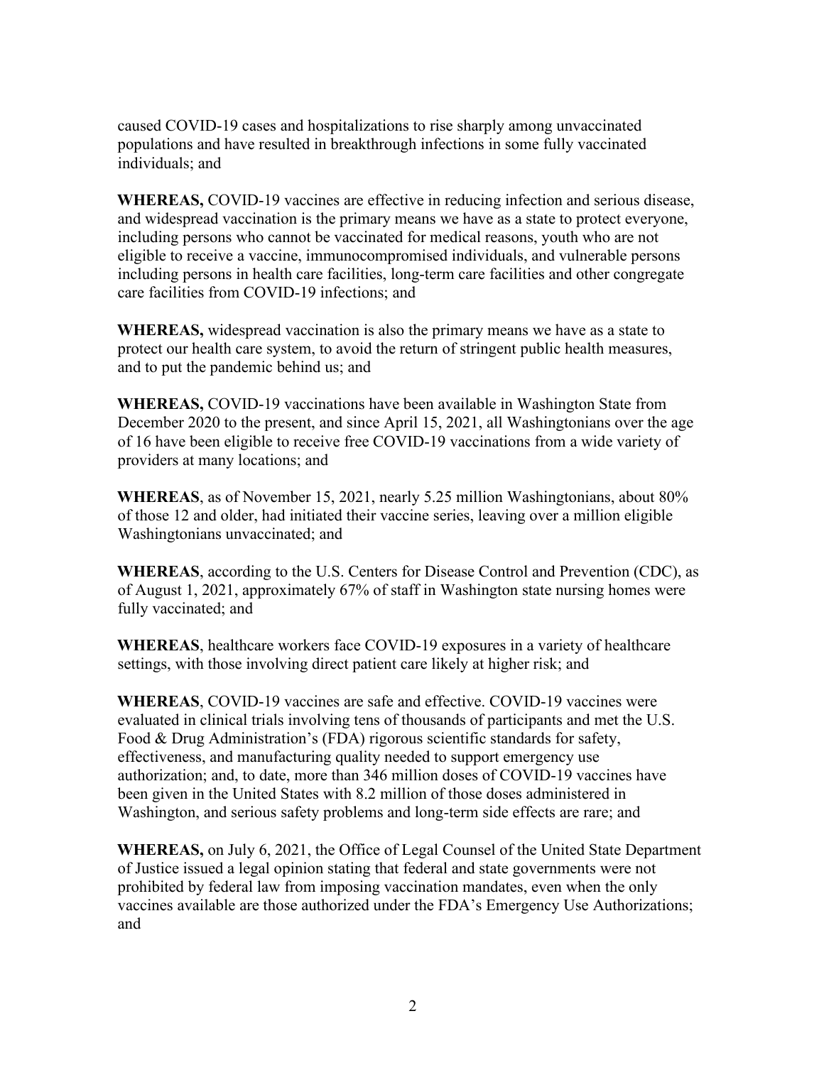caused COVID-19 cases and hospitalizations to rise sharply among unvaccinated populations and have resulted in breakthrough infections in some fully vaccinated individuals; and

**WHEREAS,** COVID-19 vaccines are effective in reducing infection and serious disease, and widespread vaccination is the primary means we have as a state to protect everyone, including persons who cannot be vaccinated for medical reasons, youth who are not eligible to receive a vaccine, immunocompromised individuals, and vulnerable persons including persons in health care facilities, long-term care facilities and other congregate care facilities from COVID-19 infections; and

**WHEREAS,** widespread vaccination is also the primary means we have as a state to protect our health care system, to avoid the return of stringent public health measures, and to put the pandemic behind us; and

**WHEREAS,** COVID-19 vaccinations have been available in Washington State from December 2020 to the present, and since April 15, 2021, all Washingtonians over the age of 16 have been eligible to receive free COVID-19 vaccinations from a wide variety of providers at many locations; and

**WHEREAS**, as of November 15, 2021, nearly 5.25 million Washingtonians, about 80% of those 12 and older, had initiated their vaccine series, leaving over a million eligible Washingtonians unvaccinated; and

**WHEREAS**, according to the U.S. Centers for Disease Control and Prevention (CDC), as of August 1, 2021, approximately 67% of staff in Washington state nursing homes were fully vaccinated; and

**WHEREAS**, healthcare workers face COVID-19 exposures in a variety of healthcare settings, with those involving direct patient care likely at higher risk; and

**WHEREAS**, COVID-19 vaccines are safe and effective. COVID-19 vaccines were evaluated in clinical trials involving tens of thousands of participants and met the U.S. Food & Drug Administration's (FDA) rigorous scientific standards for safety, effectiveness, and manufacturing quality needed to support emergency use authorization; and, to date, more than 346 million doses of COVID-19 vaccines have been given in the United States with 8.2 million of those doses administered in Washington, and serious safety problems and long-term side effects are rare; and

**WHEREAS,** on July 6, 2021, the Office of Legal Counsel of the United State Department of Justice issued a legal opinion stating that federal and state governments were not prohibited by federal law from imposing vaccination mandates, even when the only vaccines available are those authorized under the FDA's Emergency Use Authorizations; and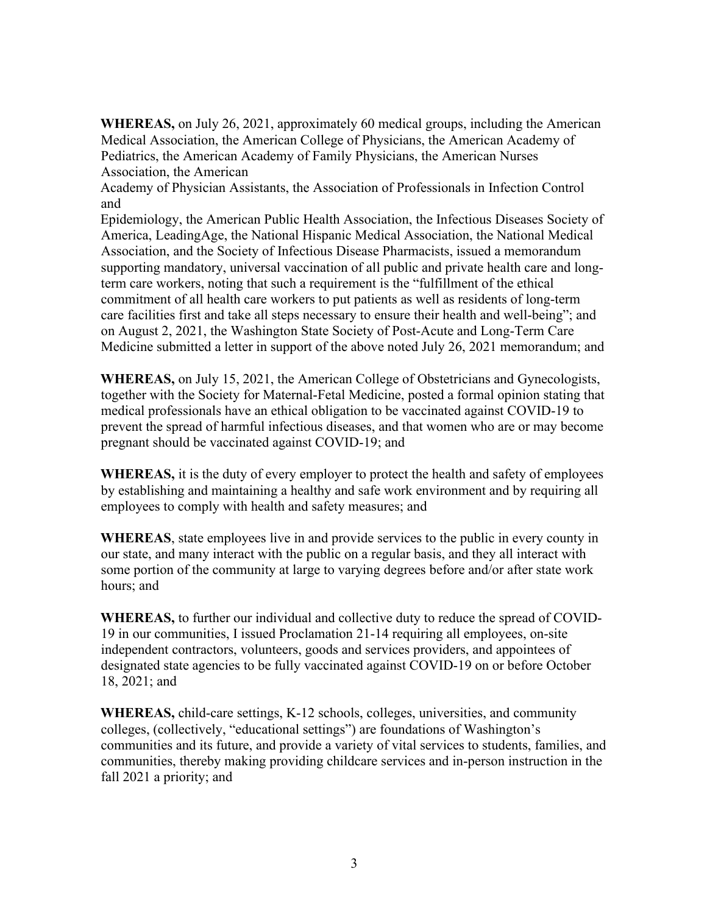**WHEREAS,** on July 26, 2021, approximately 60 medical groups, including the American Medical Association, the American College of Physicians, the American Academy of Pediatrics, the American Academy of Family Physicians, the American Nurses Association, the American Academy of Physician Assistants, the Association of Professionals in Infection Control and Epidemiology, the American Public Health Association, the Infectious Diseases Society of America, LeadingAge, the National Hispanic Medical Association, the National Medical Association, and the Society of Infectious Disease Pharmacists, issued a memorandum supporting mandatory, universal vaccination of all public and private health care and long-term care workers, noting that such a requirement is the "fulfillment of the ethical commitment of all health care workers to put patients as well as residents of long-term care facilities first and take all steps necessary to ensure their health and well-being"; and on August 2, 2021, the Washington State Society of Post-Acute and Long-Term Care Medicine submitted a letter in support of the above noted July 26, 2021 memorandum; and

**WHEREAS,** on July 15, 2021, the American College of Obstetricians and Gynecologists, together with the Society for Maternal-Fetal Medicine, posted a formal opinion stating that medical professionals have an ethical obligation to be vaccinated against COVID-19 to prevent the spread of harmful infectious diseases, and that women who are or may become pregnant should be vaccinated against COVID-19; and

**WHEREAS,** it is the duty of every employer to protect the health and safety of employees by establishing and maintaining a healthy and safe work environment and by requiring all employees to comply with health and safety measures; and

**WHEREAS**, state employees live in and provide services to the public in every county in our state, and many interact with the public on a regular basis, and they all interact with some portion of the community at large to varying degrees before and/or after state work hours; and

**WHEREAS,** to further our individual and collective duty to reduce the spread of COVID-19 in our communities, I issued Proclamation 21-14 requiring all employees, on-site independent contractors, volunteers, goods and services providers, and appointees of designated state agencies to be fully vaccinated against COVID-19 on or before October 18, 2021; and

**WHEREAS,** child-care settings, K-12 schools, colleges, universities, and community colleges, (collectively, "educational settings") are foundations of Washington's communities and its future, and provide a variety of vital services to students, families, and communities, thereby making providing childcare services and in-person instruction in the fall 2021 a priority; and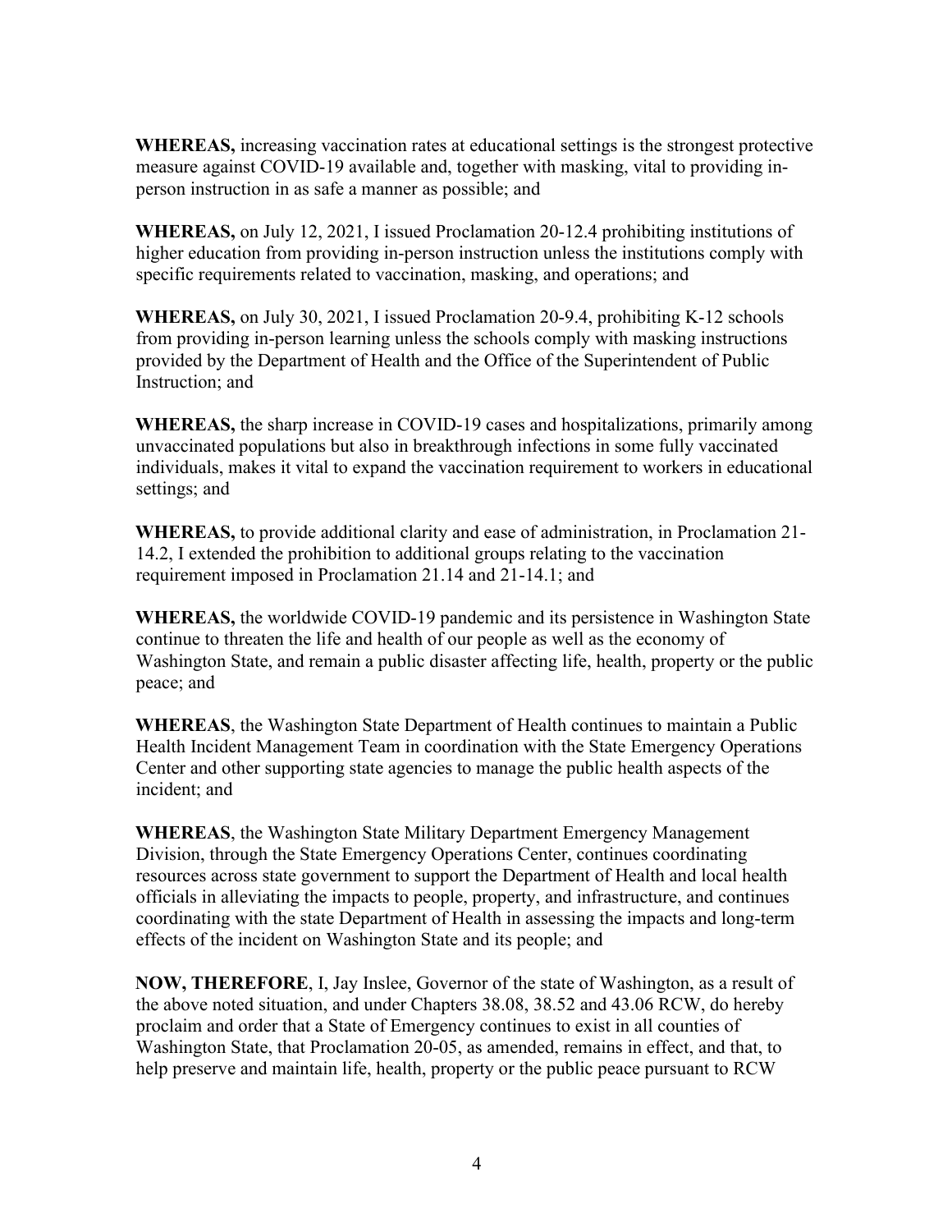**WHEREAS,** increasing vaccination rates at educational settings is the strongest protective measure against COVID-19 available and, together with masking, vital to providing in-person instruction in as safe a manner as possible; and

**WHEREAS,** on July 12, 2021, I issued Proclamation 20-12.4 prohibiting institutions of higher education from providing in-person instruction unless the institutions comply with specific requirements related to vaccination, masking, and operations; and

**WHEREAS,** on July 30, 2021, I issued Proclamation 20-9.4, prohibiting K-12 schools from providing in-person learning unless the schools comply with masking instructions provided by the Department of Health and the Office of the Superintendent of Public Instruction; and

**WHEREAS,** the sharp increase in COVID-19 cases and hospitalizations, primarily among unvaccinated populations but also in breakthrough infections in some fully vaccinated individuals, makes it vital to expand the vaccination requirement to workers in educational settings; and

**WHEREAS,** to provide additional clarity and ease of administration, in Proclamation 21-14.2, I extended the prohibition to additional groups relating to the vaccination requirement imposed in Proclamation 21.14 and 21-14.1; and

**WHEREAS,** the worldwide COVID-19 pandemic and its persistence in Washington State continue to threaten the life and health of our people as well as the economy of Washington State, and remain a public disaster affecting life, health, property or the public peace; and

**WHEREAS**, the Washington State Department of Health continues to maintain a Public Health Incident Management Team in coordination with the State Emergency Operations Center and other supporting state agencies to manage the public health aspects of the incident; and

**WHEREAS**, the Washington State Military Department Emergency Management Division, through the State Emergency Operations Center, continues coordinating resources across state government to support the Department of Health and local health officials in alleviating the impacts to people, property, and infrastructure, and continues coordinating with the state Department of Health in assessing the impacts and long-term effects of the incident on Washington State and its people; and

**NOW, THEREFORE**, I, Jay Inslee, Governor of the state of Washington, as a result of the above noted situation, and under Chapters 38.08, 38.52 and 43.06 RCW, do hereby proclaim and order that a State of Emergency continues to exist in all counties of Washington State, that Proclamation 20-05, as amended, remains in effect, and that, to help preserve and maintain life, health, property or the public peace pursuant to RCW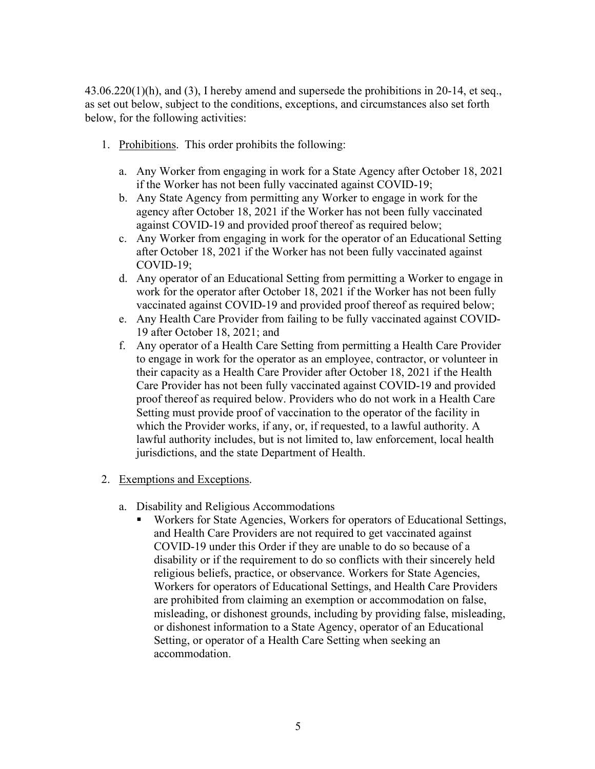43.06.220(1)(h), and (3), I hereby amend and supersede the prohibitions in 20-14, et seq., as set out below, subject to the conditions, exceptions, and circumstances also set forth below, for the following activities:

1. Prohibitions. This order prohibits the following:

   a. Any Worker from engaging in work for a State Agency after October 18, 2021 if the Worker has not been fully vaccinated against COVID-19;
   b. Any State Agency from permitting any Worker to engage in work for the agency after October 18, 2021 if the Worker has not been fully vaccinated against COVID-19 and provided proof thereof as required below;
   c. Any Worker from engaging in work for the operator of an Educational Setting after October 18, 2021 if the Worker has not been fully vaccinated against COVID-19;
   d. Any operator of an Educational Setting from permitting a Worker to engage in work for the operator after October 18, 2021 if the Worker has not been fully vaccinated against COVID-19 and provided proof thereof as required below;
   e. Any Health Care Provider from failing to be fully vaccinated against COVID-19 after October 18, 2021; and
   f. Any operator of a Health Care Setting from permitting a Health Care Provider to engage in work for the operator as an employee, contractor, or volunteer in their capacity as a Health Care Provider after October 18, 2021 if the Health Care Provider has not been fully vaccinated against COVID-19 and provided proof thereof as required below. Providers who do not work in a Health Care Setting must provide proof of vaccination to the operator of the facility in which the Provider works, if any, or, if requested, to a lawful authority. A lawful authority includes, but is not limited to, law enforcement, local health jurisdictions, and the state Department of Health.

2. Exemptions and Exceptions.

   a. Disability and Religious Accommodations
      - Workers for State Agencies, Workers for operators of Educational Settings, and Health Care Providers are not required to get vaccinated against COVID-19 under this Order if they are unable to do so because of a disability or if the requirement to do so conflicts with their sincerely held religious beliefs, practice, or observance. Workers for State Agencies, Workers for operators of Educational Settings, and Health Care Providers are prohibited from claiming an exemption or accommodation on false, misleading, or dishonest grounds, including by providing false, misleading, or dishonest information to a State Agency, operator of an Educational Setting, or operator of a Health Care Setting when seeking an accommodation.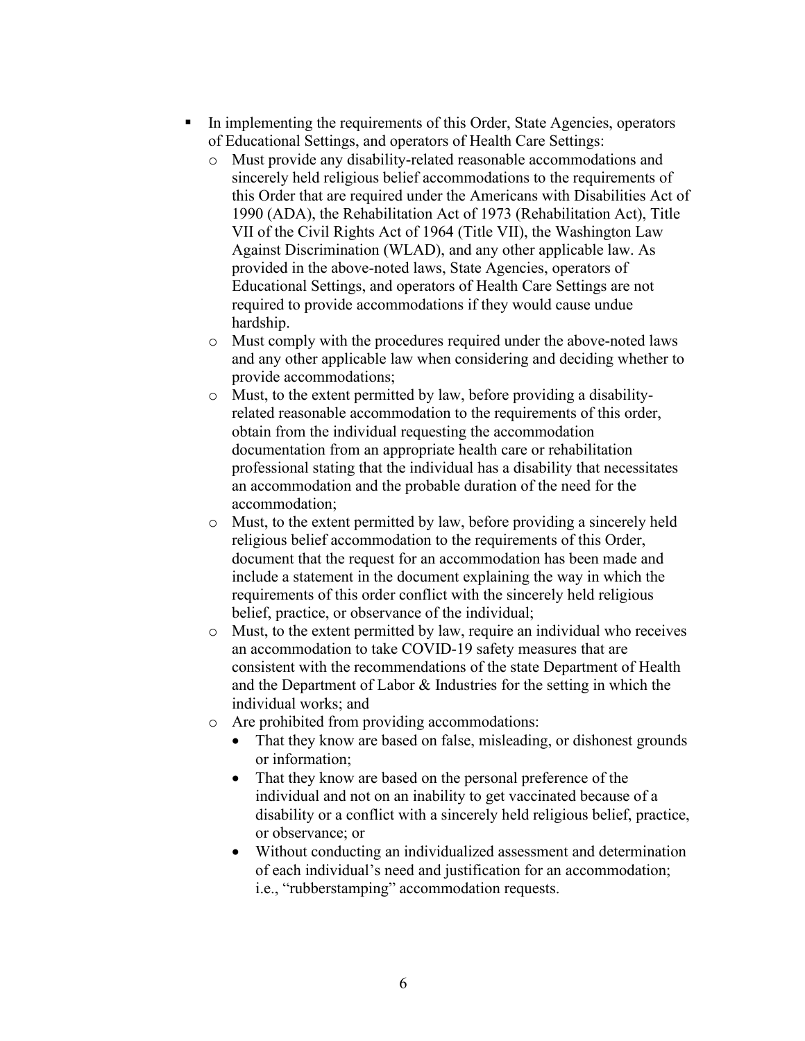- In implementing the requirements of this Order, State Agencies, operators of Educational Settings, and operators of Health Care Settings:
  - Must provide any disability-related reasonable accommodations and sincerely held religious belief accommodations to the requirements of this Order that are required under the Americans with Disabilities Act of 1990 (ADA), the Rehabilitation Act of 1973 (Rehabilitation Act), Title VII of the Civil Rights Act of 1964 (Title VII), the Washington Law Against Discrimination (WLAD), and any other applicable law. As provided in the above-noted laws, State Agencies, operators of Educational Settings, and operators of Health Care Settings are not required to provide accommodations if they would cause undue hardship.
  - Must comply with the procedures required under the above-noted laws and any other applicable law when considering and deciding whether to provide accommodations;
  - Must, to the extent permitted by law, before providing a disability-related reasonable accommodation to the requirements of this order, obtain from the individual requesting the accommodation documentation from an appropriate health care or rehabilitation professional stating that the individual has a disability that necessitates an accommodation and the probable duration of the need for the accommodation;
  - Must, to the extent permitted by law, before providing a sincerely held religious belief accommodation to the requirements of this Order, document that the request for an accommodation has been made and include a statement in the document explaining the way in which the requirements of this order conflict with the sincerely held religious belief, practice, or observance of the individual;
  - Must, to the extent permitted by law, require an individual who receives an accommodation to take COVID-19 safety measures that are consistent with the recommendations of the state Department of Health and the Department of Labor & Industries for the setting in which the individual works; and
  - Are prohibited from providing accommodations:
    - That they know are based on false, misleading, or dishonest grounds or information;
    - That they know are based on the personal preference of the individual and not on an inability to get vaccinated because of a disability or a conflict with a sincerely held religious belief, practice, or observance; or
    - Without conducting an individualized assessment and determination of each individual's need and justification for an accommodation; i.e., "rubberstamping" accommodation requests.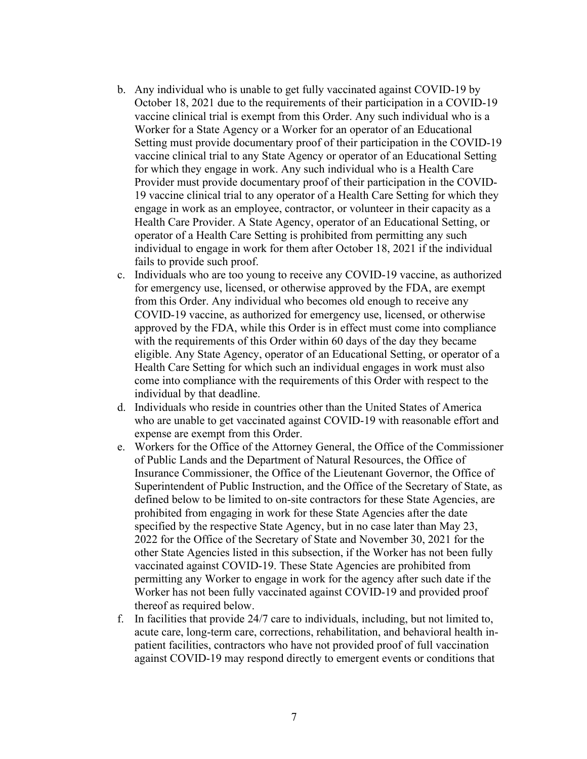b. Any individual who is unable to get fully vaccinated against COVID-19 by October 18, 2021 due to the requirements of their participation in a COVID-19 vaccine clinical trial is exempt from this Order. Any such individual who is a Worker for a State Agency or a Worker for an operator of an Educational Setting must provide documentary proof of their participation in the COVID-19 vaccine clinical trial to any State Agency or operator of an Educational Setting for which they engage in work. Any such individual who is a Health Care Provider must provide documentary proof of their participation in the COVID-19 vaccine clinical trial to any operator of a Health Care Setting for which they engage in work as an employee, contractor, or volunteer in their capacity as a Health Care Provider. A State Agency, operator of an Educational Setting, or operator of a Health Care Setting is prohibited from permitting any such individual to engage in work for them after October 18, 2021 if the individual fails to provide such proof.

c. Individuals who are too young to receive any COVID-19 vaccine, as authorized for emergency use, licensed, or otherwise approved by the FDA, are exempt from this Order. Any individual who becomes old enough to receive any COVID-19 vaccine, as authorized for emergency use, licensed, or otherwise approved by the FDA, while this Order is in effect must come into compliance with the requirements of this Order within 60 days of the day they became eligible. Any State Agency, operator of an Educational Setting, or operator of a Health Care Setting for which such an individual engages in work must also come into compliance with the requirements of this Order with respect to the individual by that deadline.

d. Individuals who reside in countries other than the United States of America who are unable to get vaccinated against COVID-19 with reasonable effort and expense are exempt from this Order.

e. Workers for the Office of the Attorney General, the Office of the Commissioner of Public Lands and the Department of Natural Resources, the Office of Insurance Commissioner, the Office of the Lieutenant Governor, the Office of Superintendent of Public Instruction, and the Office of the Secretary of State, as defined below to be limited to on-site contractors for these State Agencies, are prohibited from engaging in work for these State Agencies after the date specified by the respective State Agency, but in no case later than May 23, 2022 for the Office of the Secretary of State and November 30, 2021 for the other State Agencies listed in this subsection, if the Worker has not been fully vaccinated against COVID-19. These State Agencies are prohibited from permitting any Worker to engage in work for the agency after such date if the Worker has not been fully vaccinated against COVID-19 and provided proof thereof as required below.

f. In facilities that provide 24/7 care to individuals, including, but not limited to, acute care, long-term care, corrections, rehabilitation, and behavioral health in-patient facilities, contractors who have not provided proof of full vaccination against COVID-19 may respond directly to emergent events or conditions that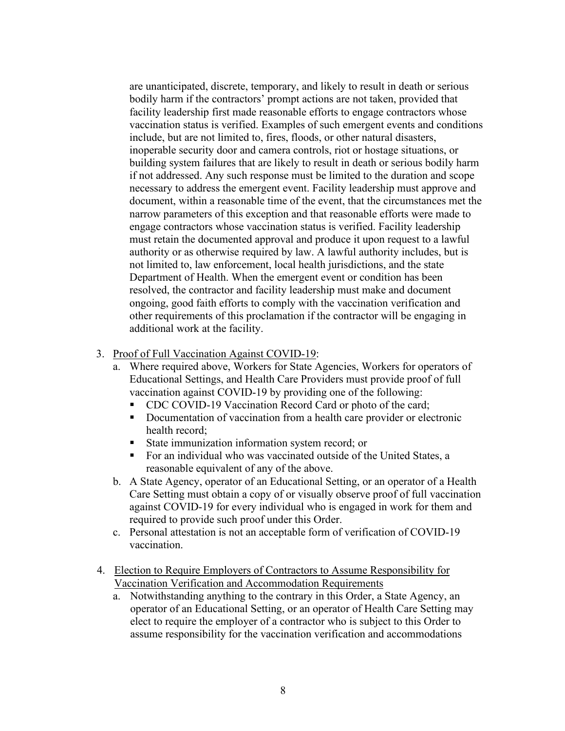are unanticipated, discrete, temporary, and likely to result in death or serious bodily harm if the contractors' prompt actions are not taken, provided that facility leadership first made reasonable efforts to engage contractors whose vaccination status is verified. Examples of such emergent events and conditions include, but are not limited to, fires, floods, or other natural disasters, inoperable security door and camera controls, riot or hostage situations, or building system failures that are likely to result in death or serious bodily harm if not addressed. Any such response must be limited to the duration and scope necessary to address the emergent event. Facility leadership must approve and document, within a reasonable time of the event, that the circumstances met the narrow parameters of this exception and that reasonable efforts were made to engage contractors whose vaccination status is verified. Facility leadership must retain the documented approval and produce it upon request to a lawful authority or as otherwise required by law. A lawful authority includes, but is not limited to, law enforcement, local health jurisdictions, and the state Department of Health. When the emergent event or condition has been resolved, the contractor and facility leadership must make and document ongoing, good faith efforts to comply with the vaccination verification and other requirements of this proclamation if the contractor will be engaging in additional work at the facility.

3. Proof of Full Vaccination Against COVID-19:
   a. Where required above, Workers for State Agencies, Workers for operators of Educational Settings, and Health Care Providers must provide proof of full vaccination against COVID-19 by providing one of the following:
      - CDC COVID-19 Vaccination Record Card or photo of the card;
      - Documentation of vaccination from a health care provider or electronic health record;
      - State immunization information system record; or
      - For an individual who was vaccinated outside of the United States, a reasonable equivalent of any of the above.
   b. A State Agency, operator of an Educational Setting, or an operator of a Health Care Setting must obtain a copy of or visually observe proof of full vaccination against COVID-19 for every individual who is engaged in work for them and required to provide such proof under this Order.
   c. Personal attestation is not an acceptable form of verification of COVID-19 vaccination.

4. Election to Require Employers of Contractors to Assume Responsibility for Vaccination Verification and Accommodation Requirements
   a. Notwithstanding anything to the contrary in this Order, a State Agency, an operator of an Educational Setting, or an operator of Health Care Setting may elect to require the employer of a contractor who is subject to this Order to assume responsibility for the vaccination verification and accommodations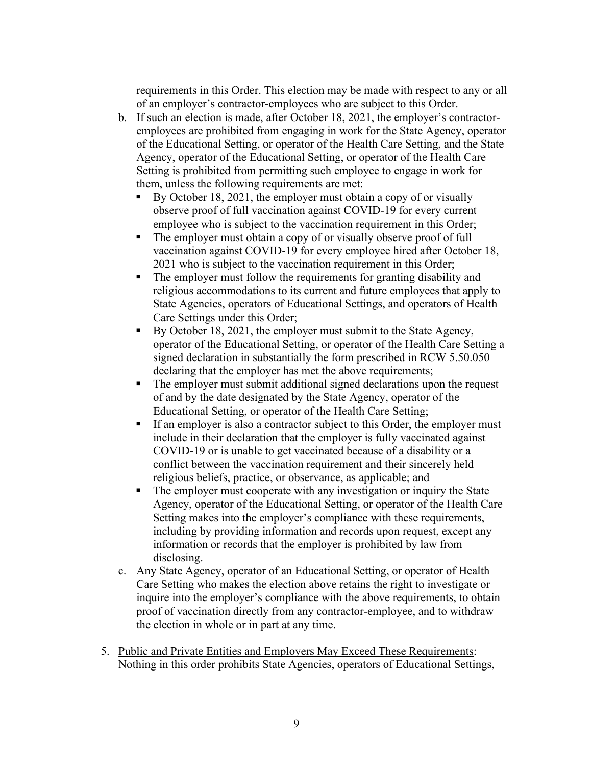requirements in this Order. This election may be made with respect to any or all of an employer's contractor-employees who are subject to this Order.

b. If such an election is made, after October 18, 2021, the employer's contractor-employees are prohibited from engaging in work for the State Agency, operator of the Educational Setting, or operator of the Health Care Setting, and the State Agency, operator of the Educational Setting, or operator of the Health Care Setting is prohibited from permitting such employee to engage in work for them, unless the following requirements are met:
   - By October 18, 2021, the employer must obtain a copy of or visually observe proof of full vaccination against COVID-19 for every current employee who is subject to the vaccination requirement in this Order;
   - The employer must obtain a copy of or visually observe proof of full vaccination against COVID-19 for every employee hired after October 18, 2021 who is subject to the vaccination requirement in this Order;
   - The employer must follow the requirements for granting disability and religious accommodations to its current and future employees that apply to State Agencies, operators of Educational Settings, and operators of Health Care Settings under this Order;
   - By October 18, 2021, the employer must submit to the State Agency, operator of the Educational Setting, or operator of the Health Care Setting a signed declaration in substantially the form prescribed in RCW 5.50.050 declaring that the employer has met the above requirements;
   - The employer must submit additional signed declarations upon the request of and by the date designated by the State Agency, operator of the Educational Setting, or operator of the Health Care Setting;
   - If an employer is also a contractor subject to this Order, the employer must include in their declaration that the employer is fully vaccinated against COVID-19 or is unable to get vaccinated because of a disability or a conflict between the vaccination requirement and their sincerely held religious beliefs, practice, or observance, as applicable; and
   - The employer must cooperate with any investigation or inquiry the State Agency, operator of the Educational Setting, or operator of the Health Care Setting makes into the employer's compliance with these requirements, including by providing information and records upon request, except any information or records that the employer is prohibited by law from disclosing.

c. Any State Agency, operator of an Educational Setting, or operator of Health Care Setting who makes the election above retains the right to investigate or inquire into the employer's compliance with the above requirements, to obtain proof of vaccination directly from any contractor-employee, and to withdraw the election in whole or in part at any time.

5. Public and Private Entities and Employers May Exceed These Requirements: Nothing in this order prohibits State Agencies, operators of Educational Settings,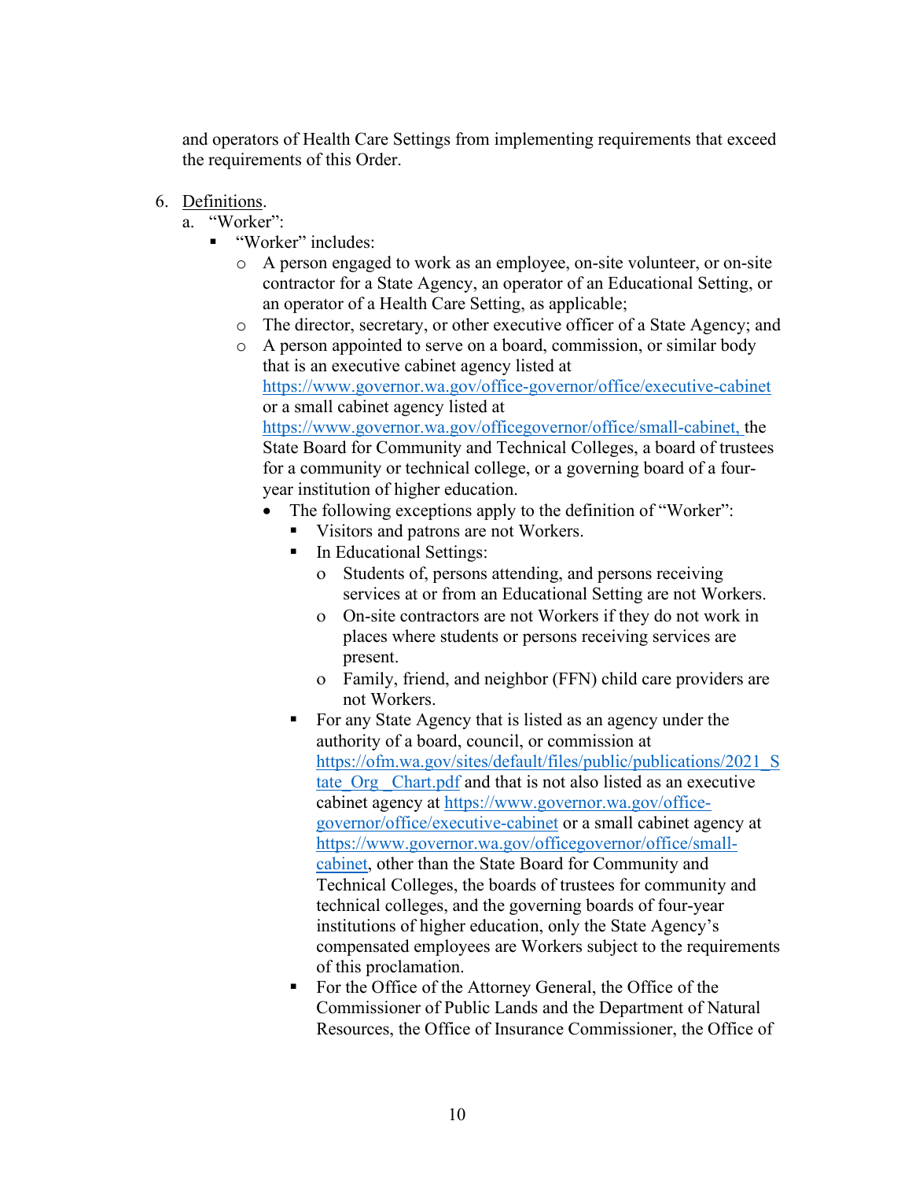and operators of Health Care Settings from implementing requirements that exceed the requirements of this Order.

6. Definitions.
   a. "Worker":
      - "Worker" includes:
        - A person engaged to work as an employee, on-site volunteer, or on-site contractor for a State Agency, an operator of an Educational Setting, or an operator of a Health Care Setting, as applicable;
        - The director, secretary, or other executive officer of a State Agency; and
        - A person appointed to serve on a board, commission, or similar body that is an executive cabinet agency listed at https://www.governor.wa.gov/office-governor/office/executive-cabinet or a small cabinet agency listed at https://www.governor.wa.gov/officegovernor/office/small-cabinet, the State Board for Community and Technical Colleges, a board of trustees for a community or technical college, or a governing board of a four-year institution of higher education.
          - The following exceptions apply to the definition of "Worker":
            - Visitors and patrons are not Workers.
            - In Educational Settings:
              - Students of, persons attending, and persons receiving services at or from an Educational Setting are not Workers.
              - On-site contractors are not Workers if they do not work in places where students or persons receiving services are present.
              - Family, friend, and neighbor (FFN) child care providers are not Workers.
            - For any State Agency that is listed as an agency under the authority of a board, council, or commission at https://ofm.wa.gov/sites/default/files/public/publications/2021_State_Org_Chart.pdf and that is not also listed as an executive cabinet agency at https://www.governor.wa.gov/office-governor/office/executive-cabinet or a small cabinet agency at https://www.governor.wa.gov/officegovernor/office/small-cabinet, other than the State Board for Community and Technical Colleges, the boards of trustees for community and technical colleges, and the governing boards of four-year institutions of higher education, only the State Agency's compensated employees are Workers subject to the requirements of this proclamation.
            - For the Office of the Attorney General, the Office of the Commissioner of Public Lands and the Department of Natural Resources, the Office of Insurance Commissioner, the Office of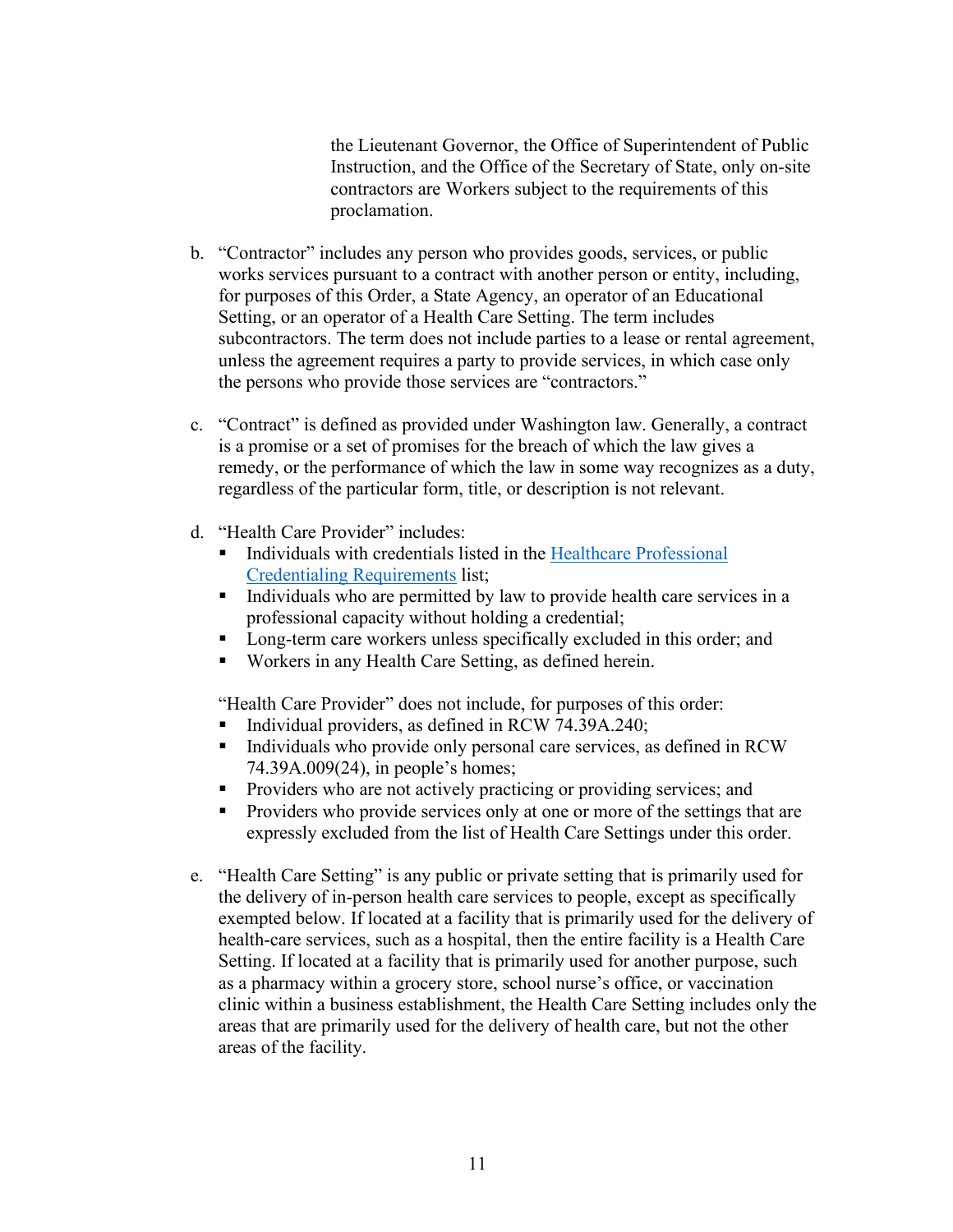the Lieutenant Governor, the Office of Superintendent of Public Instruction, and the Office of the Secretary of State, only on-site contractors are Workers subject to the requirements of this proclamation.

b. "Contractor" includes any person who provides goods, services, or public works services pursuant to a contract with another person or entity, including, for purposes of this Order, a State Agency, an operator of an Educational Setting, or an operator of a Health Care Setting. The term includes subcontractors. The term does not include parties to a lease or rental agreement, unless the agreement requires a party to provide services, in which case only the persons who provide those services are "contractors."

c. "Contract" is defined as provided under Washington law. Generally, a contract is a promise or a set of promises for the breach of which the law gives a remedy, or the performance of which the law in some way recognizes as a duty, regardless of the particular form, title, or description is not relevant.

d. "Health Care Provider" includes:
   - Individuals with credentials listed in the [Healthcare Professional Credentialing Requirements]() list;
   - Individuals who are permitted by law to provide health care services in a professional capacity without holding a credential;
   - Long-term care workers unless specifically excluded in this order; and
   - Workers in any Health Care Setting, as defined herein.

   "Health Care Provider" does not include, for purposes of this order:
   - Individual providers, as defined in RCW 74.39A.240;
   - Individuals who provide only personal care services, as defined in RCW 74.39A.009(24), in people's homes;
   - Providers who are not actively practicing or providing services; and
   - Providers who provide services only at one or more of the settings that are expressly excluded from the list of Health Care Settings under this order.

e. "Health Care Setting" is any public or private setting that is primarily used for the delivery of in-person health care services to people, except as specifically exempted below. If located at a facility that is primarily used for the delivery of health-care services, such as a hospital, then the entire facility is a Health Care Setting. If located at a facility that is primarily used for another purpose, such as a pharmacy within a grocery store, school nurse's office, or vaccination clinic within a business establishment, the Health Care Setting includes only the areas that are primarily used for the delivery of health care, but not the other areas of the facility.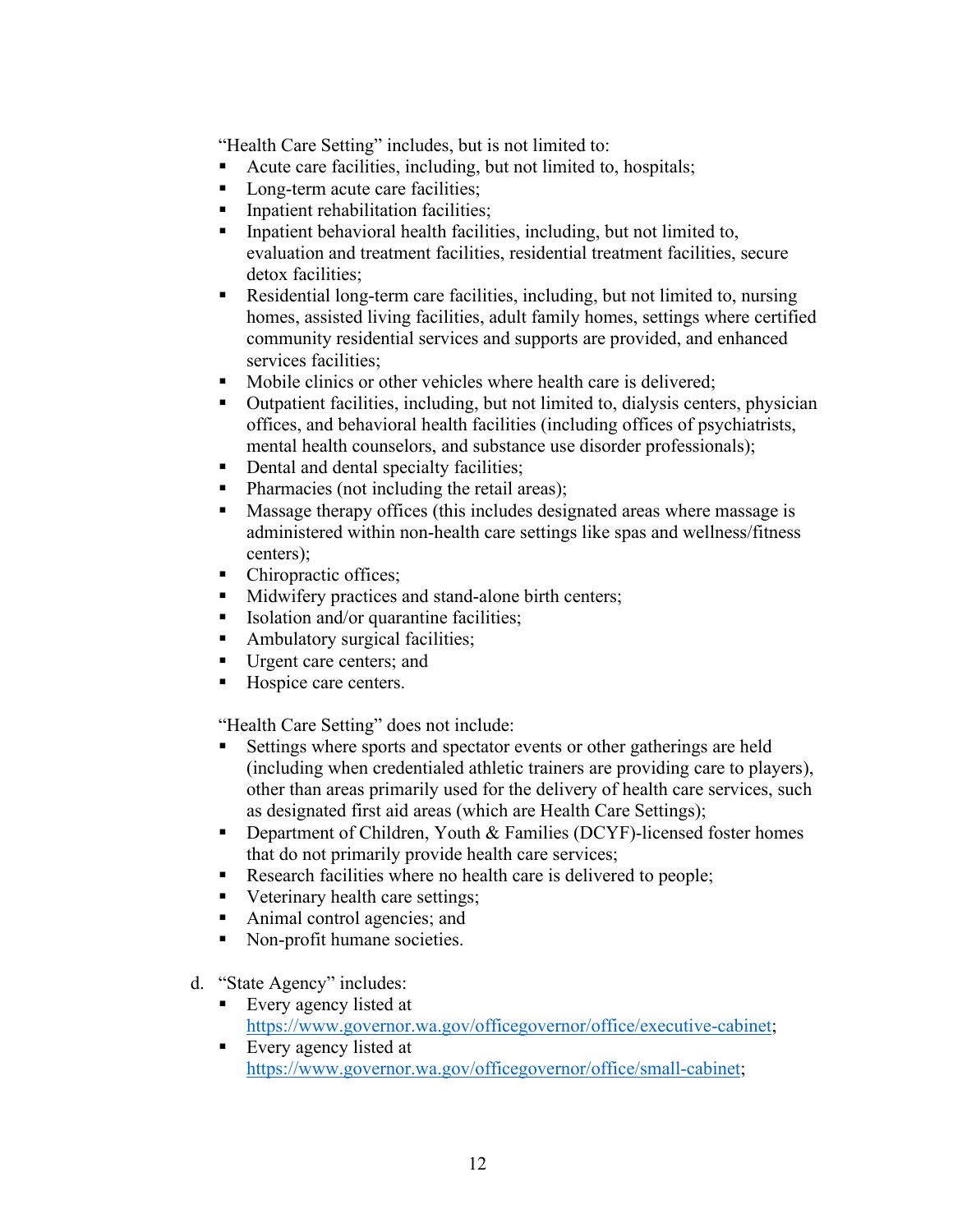"Health Care Setting" includes, but is not limited to:

- Acute care facilities, including, but not limited to, hospitals;
- Long-term acute care facilities;
- Inpatient rehabilitation facilities;
- Inpatient behavioral health facilities, including, but not limited to, evaluation and treatment facilities, residential treatment facilities, secure detox facilities;
- Residential long-term care facilities, including, but not limited to, nursing homes, assisted living facilities, adult family homes, settings where certified community residential services and supports are provided, and enhanced services facilities;
- Mobile clinics or other vehicles where health care is delivered;
- Outpatient facilities, including, but not limited to, dialysis centers, physician offices, and behavioral health facilities (including offices of psychiatrists, mental health counselors, and substance use disorder professionals);
- Dental and dental specialty facilities;
- Pharmacies (not including the retail areas);
- Massage therapy offices (this includes designated areas where massage is administered within non-health care settings like spas and wellness/fitness centers);
- Chiropractic offices;
- Midwifery practices and stand-alone birth centers;
- Isolation and/or quarantine facilities;
- Ambulatory surgical facilities;
- Urgent care centers; and
- Hospice care centers.

"Health Care Setting" does not include:

- Settings where sports and spectator events or other gatherings are held (including when credentialed athletic trainers are providing care to players), other than areas primarily used for the delivery of health care services, such as designated first aid areas (which are Health Care Settings);
- Department of Children, Youth & Families (DCYF)-licensed foster homes that do not primarily provide health care services;
- Research facilities where no health care is delivered to people;
- Veterinary health care settings;
- Animal control agencies; and
- Non-profit humane societies.

d. "State Agency" includes:

- Every agency listed at https://www.governor.wa.gov/officegovernor/office/executive-cabinet;
- Every agency listed at https://www.governor.wa.gov/officegovernor/office/small-cabinet;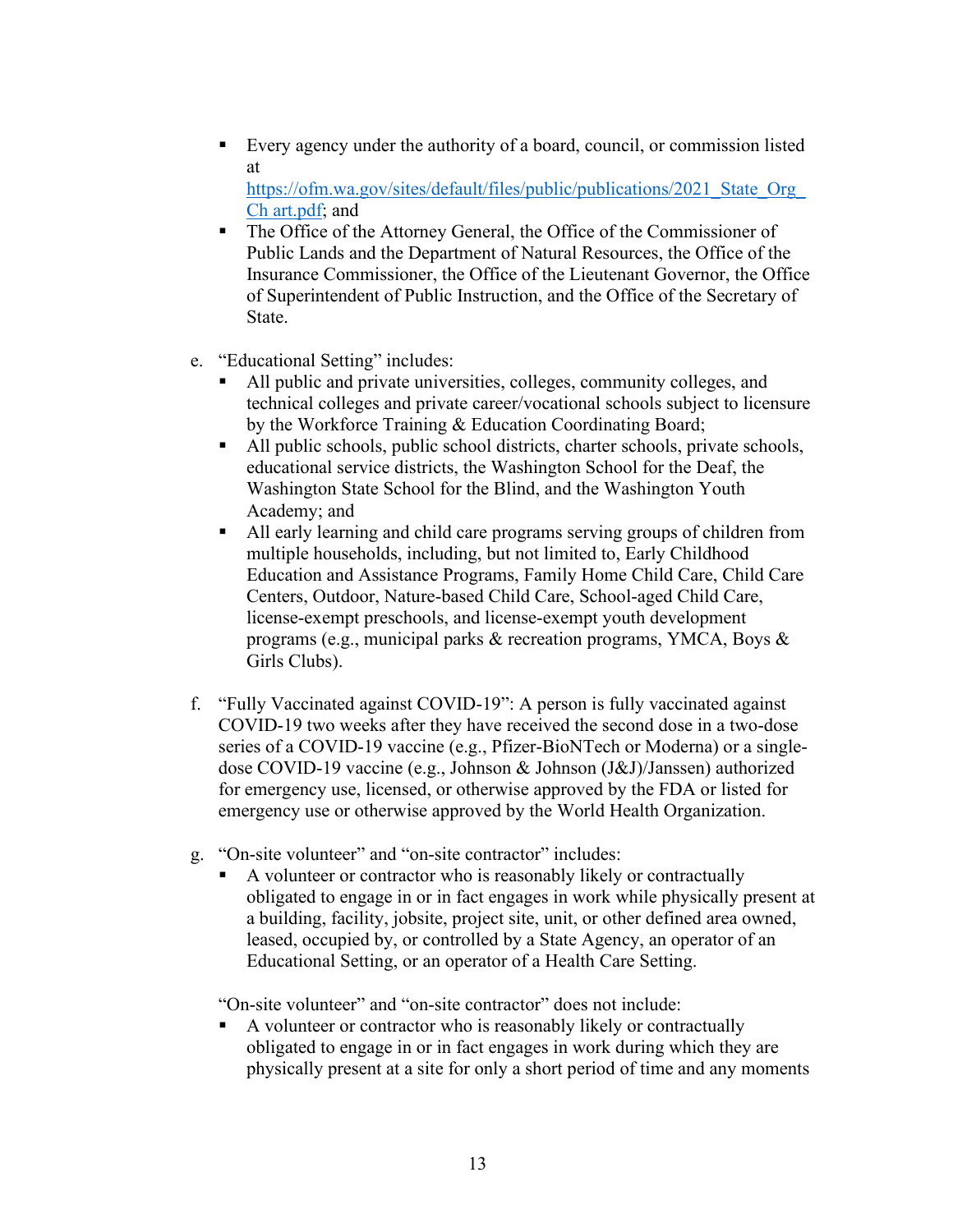- Every agency under the authority of a board, council, or commission listed at [https://ofm.wa.gov/sites/default/files/public/publications/2021_State_Org_Chart.pdf](https://ofm.wa.gov/sites/default/files/public/publications/2021_State_Org_Chart.pdf); and
- The Office of the Attorney General, the Office of the Commissioner of Public Lands and the Department of Natural Resources, the Office of the Insurance Commissioner, the Office of the Lieutenant Governor, the Office of Superintendent of Public Instruction, and the Office of the Secretary of State.

e. "Educational Setting" includes:
   - All public and private universities, colleges, community colleges, and technical colleges and private career/vocational schools subject to licensure by the Workforce Training & Education Coordinating Board;
   - All public schools, public school districts, charter schools, private schools, educational service districts, the Washington School for the Deaf, the Washington State School for the Blind, and the Washington Youth Academy; and
   - All early learning and child care programs serving groups of children from multiple households, including, but not limited to, Early Childhood Education and Assistance Programs, Family Home Child Care, Child Care Centers, Outdoor, Nature-based Child Care, School-aged Child Care, license-exempt preschools, and license-exempt youth development programs (e.g., municipal parks & recreation programs, YMCA, Boys & Girls Clubs).

f. "Fully Vaccinated against COVID-19": A person is fully vaccinated against COVID-19 two weeks after they have received the second dose in a two-dose series of a COVID-19 vaccine (e.g., Pfizer-BioNTech or Moderna) or a single-dose COVID-19 vaccine (e.g., Johnson & Johnson (J&J)/Janssen) authorized for emergency use, licensed, or otherwise approved by the FDA or listed for emergency use or otherwise approved by the World Health Organization.

g. "On-site volunteer" and "on-site contractor" includes:
   - A volunteer or contractor who is reasonably likely or contractually obligated to engage in or in fact engages in work while physically present at a building, facility, jobsite, project site, unit, or other defined area owned, leased, occupied by, or controlled by a State Agency, an operator of an Educational Setting, or an operator of a Health Care Setting.

   "On-site volunteer" and "on-site contractor" does not include:
   - A volunteer or contractor who is reasonably likely or contractually obligated to engage in or in fact engages in work during which they are physically present at a site for only a short period of time and any moments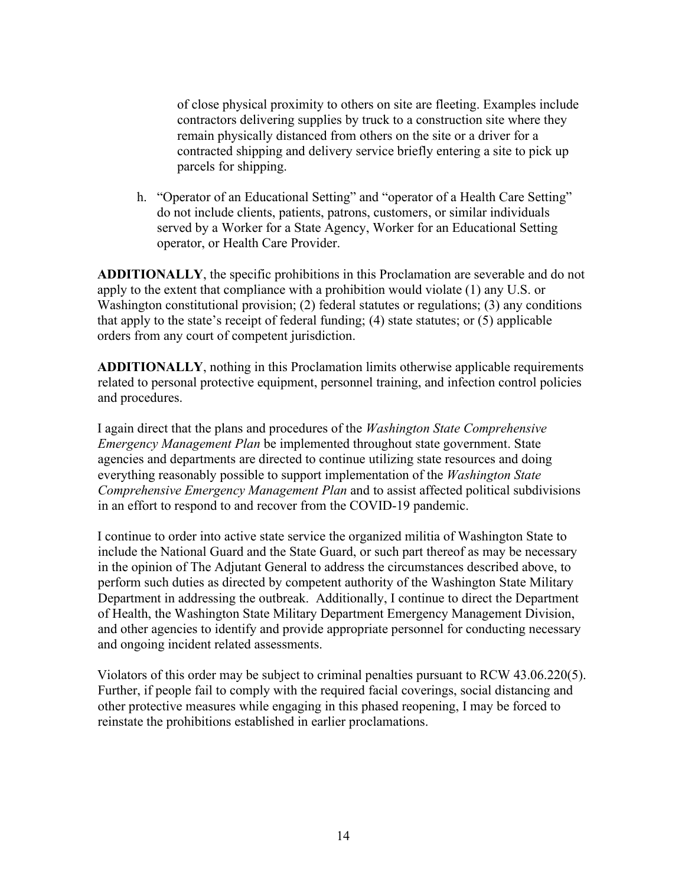of close physical proximity to others on site are fleeting. Examples include contractors delivering supplies by truck to a construction site where they remain physically distanced from others on the site or a driver for a contracted shipping and delivery service briefly entering a site to pick up parcels for shipping.

h. "Operator of an Educational Setting" and "operator of a Health Care Setting" do not include clients, patients, patrons, customers, or similar individuals served by a Worker for a State Agency, Worker for an Educational Setting operator, or Health Care Provider.

**ADDITIONALLY**, the specific prohibitions in this Proclamation are severable and do not apply to the extent that compliance with a prohibition would violate (1) any U.S. or Washington constitutional provision; (2) federal statutes or regulations; (3) any conditions that apply to the state's receipt of federal funding; (4) state statutes; or (5) applicable orders from any court of competent jurisdiction.

**ADDITIONALLY**, nothing in this Proclamation limits otherwise applicable requirements related to personal protective equipment, personnel training, and infection control policies and procedures.

I again direct that the plans and procedures of the *Washington State Comprehensive Emergency Management Plan* be implemented throughout state government. State agencies and departments are directed to continue utilizing state resources and doing everything reasonably possible to support implementation of the *Washington State Comprehensive Emergency Management Plan* and to assist affected political subdivisions in an effort to respond to and recover from the COVID-19 pandemic.

I continue to order into active state service the organized militia of Washington State to include the National Guard and the State Guard, or such part thereof as may be necessary in the opinion of The Adjutant General to address the circumstances described above, to perform such duties as directed by competent authority of the Washington State Military Department in addressing the outbreak. Additionally, I continue to direct the Department of Health, the Washington State Military Department Emergency Management Division, and other agencies to identify and provide appropriate personnel for conducting necessary and ongoing incident related assessments.

Violators of this order may be subject to criminal penalties pursuant to RCW 43.06.220(5). Further, if people fail to comply with the required facial coverings, social distancing and other protective measures while engaging in this phased reopening, I may be forced to reinstate the prohibitions established in earlier proclamations.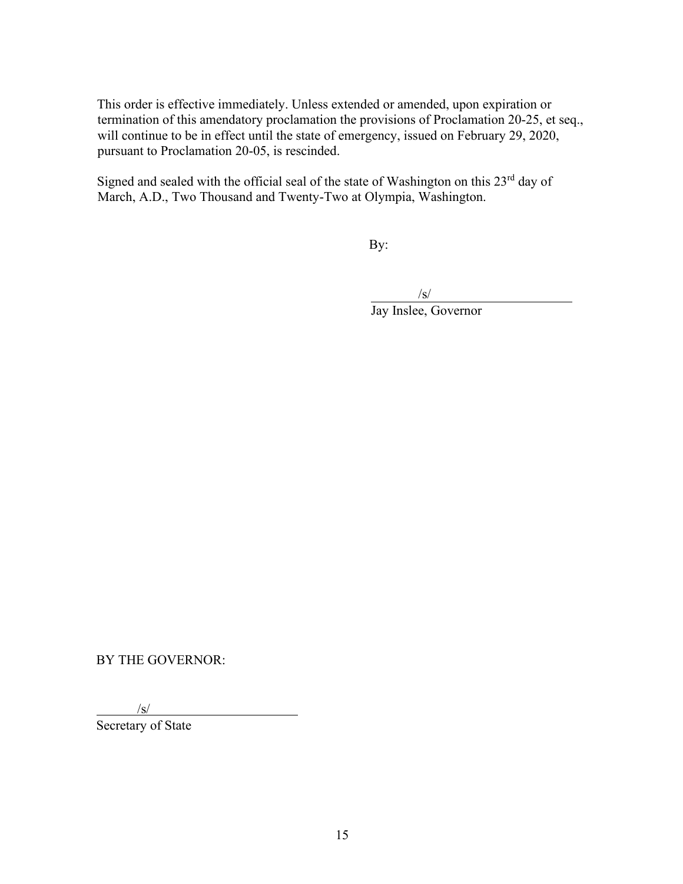This order is effective immediately. Unless extended or amended, upon expiration or termination of this amendatory proclamation the provisions of Proclamation 20-25, et seq., will continue to be in effect until the state of emergency, issued on February 29, 2020, pursuant to Proclamation 20-05, is rescinded.

Signed and sealed with the official seal of the state of Washington on this 23rd day of March, A.D., Two Thousand and Twenty-Two at Olympia, Washington.

By:

/s/

Jay Inslee, Governor

BY THE GOVERNOR:

/s/

Secretary of State